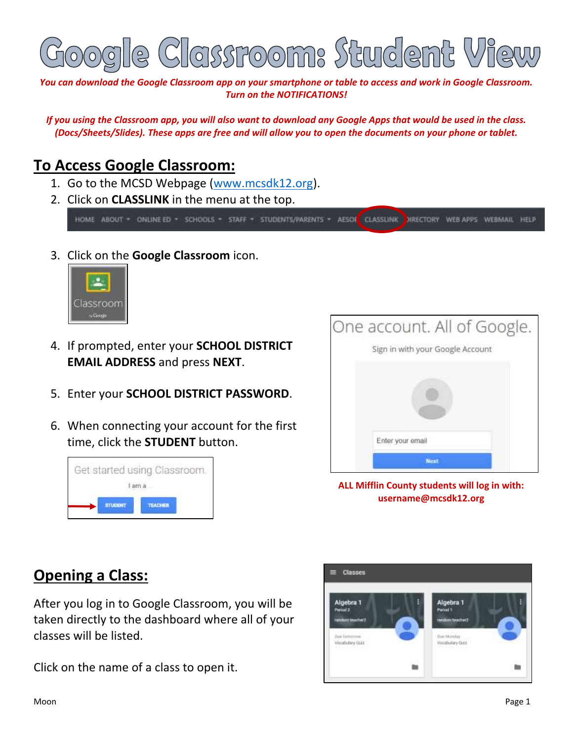# Google Classroom: Student View

***You can download the Google Classroom app on your smartphone or table to access and work in Google Classroom. Turn on the NOTIFICATIONS!***

***If you using the Classroom app, you will also want to download any Google Apps that would be used in the class. (Docs/Sheets/Slides). These apps are free and will allow you to open the documents on your phone or tablet.***

## To Access Google Classroom:

1. Go to the MCSD Webpage (www.mcsdk12.org).
2. Click on **CLASSLINK** in the menu at the top.
3. Click on the **Google Classroom** icon.
4. If prompted, enter your **SCHOOL DISTRICT EMAIL ADDRESS** and press **NEXT**.
5. Enter your **SCHOOL DISTRICT PASSWORD**.
6. When connecting your account for the first time, click the **STUDENT** button.

**ALL Mifflin County students will log in with: username@mcsdk12.org**

## Opening a Class:

After you log in to Google Classroom, you will be taken directly to the dashboard where all of your classes will be listed.

Click on the name of a class to open it.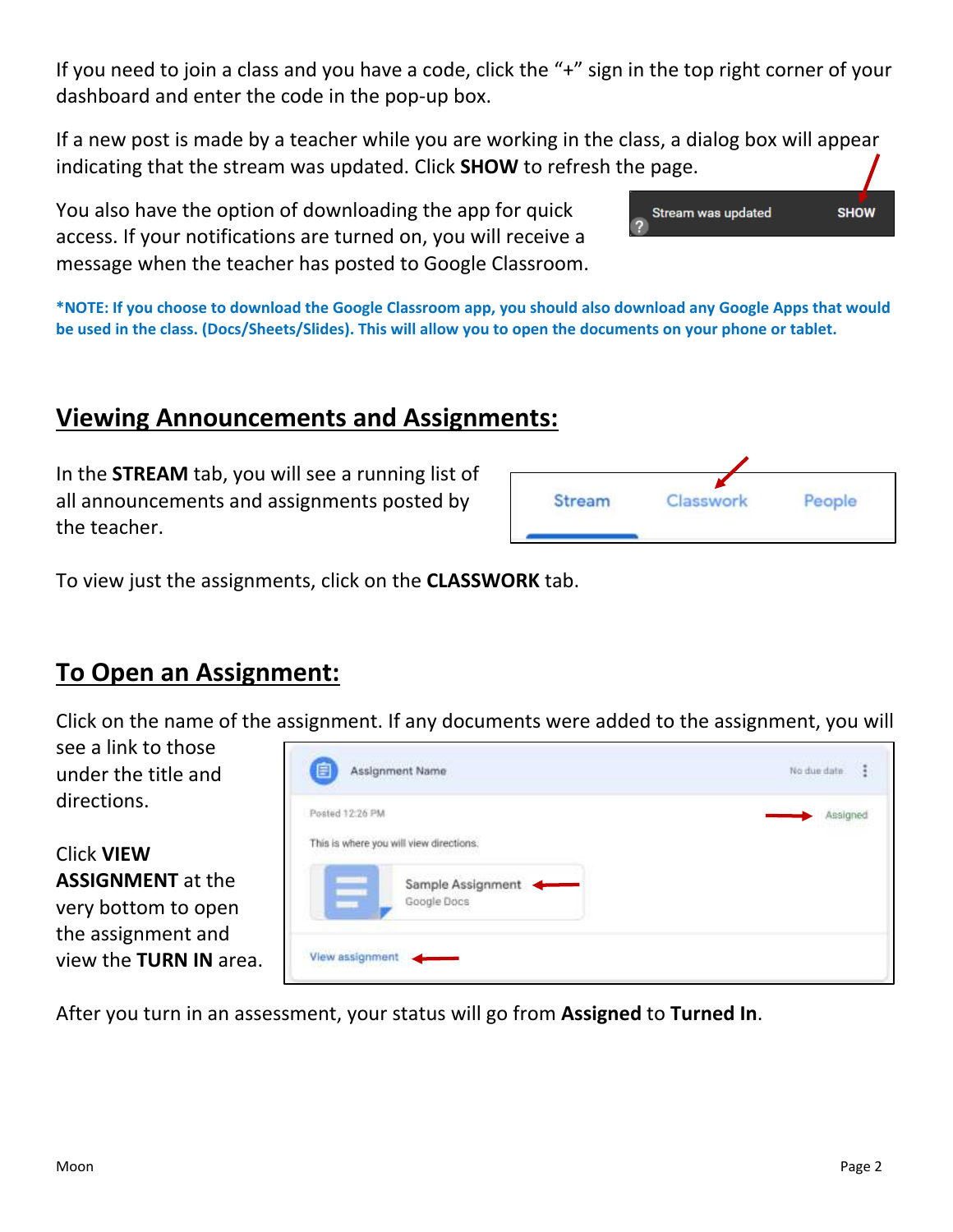If you need to join a class and you have a code, click the "+" sign in the top right corner of your dashboard and enter the code in the pop-up box.

If a new post is made by a teacher while you are working in the class, a dialog box will appear indicating that the stream was updated. Click **SHOW** to refresh the page.

You also have the option of downloading the app for quick access. If your notifications are turned on, you will receive a message when the teacher has posted to Google Classroom.

***NOTE: If you choose to download the Google Classroom app, you should also download any Google Apps that would be used in the class. (Docs/Sheets/Slides). This will allow you to open the documents on your phone or tablet.**

## Viewing Announcements and Assignments:

In the **STREAM** tab, you will see a running list of all announcements and assignments posted by the teacher.

To view just the assignments, click on the **CLASSWORK** tab.

## To Open an Assignment:

Click on the name of the assignment. If any documents were added to the assignment, you will see a link to those under the title and directions.

Click **VIEW ASSIGNMENT** at the very bottom to open the assignment and view the **TURN IN** area.

After you turn in an assessment, your status will go from **Assigned** to **Turned In**.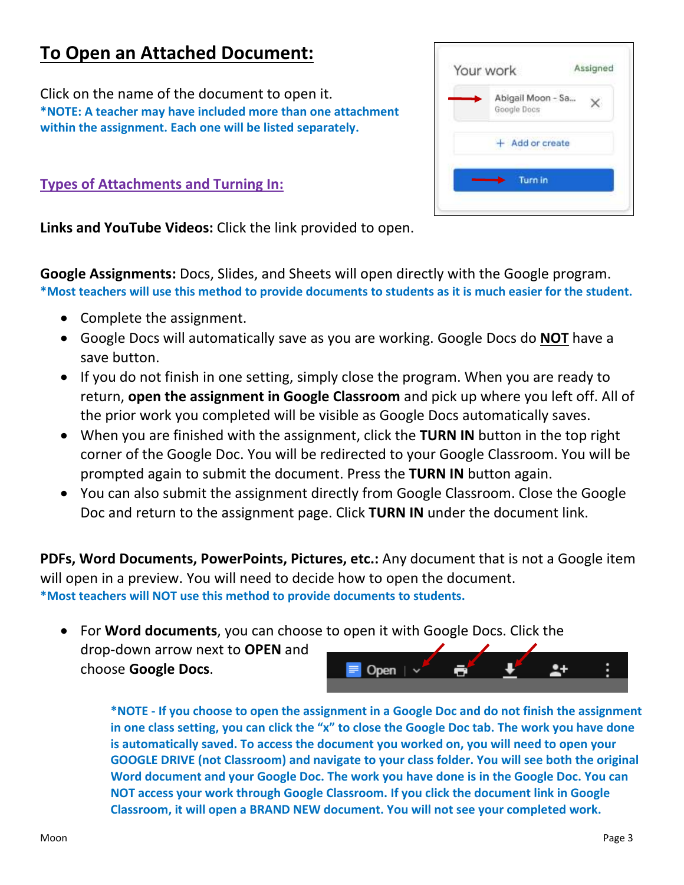## To Open an Attached Document:

Click on the name of the document to open it.

**\*NOTE: A teacher may have included more than one attachment within the assignment. Each one will be listed separately.**

### Types of Attachments and Turning In:

**Links and YouTube Videos:** Click the link provided to open.

**Google Assignments:** Docs, Slides, and Sheets will open directly with the Google program.

**\*Most teachers will use this method to provide documents to students as it is much easier for the student.**

- Complete the assignment.
- Google Docs will automatically save as you are working. Google Docs do **NOT** have a save button.
- If you do not finish in one setting, simply close the program. When you are ready to return, **open the assignment in Google Classroom** and pick up where you left off. All of the prior work you completed will be visible as Google Docs automatically saves.
- When you are finished with the assignment, click the **TURN IN** button in the top right corner of the Google Doc. You will be redirected to your Google Classroom. You will be prompted again to submit the document. Press the **TURN IN** button again.
- You can also submit the assignment directly from Google Classroom. Close the Google Doc and return to the assignment page. Click **TURN IN** under the document link.

**PDFs, Word Documents, PowerPoints, Pictures, etc.:** Any document that is not a Google item will open in a preview. You will need to decide how to open the document.

**\*Most teachers will NOT use this method to provide documents to students.**

- For **Word documents**, you can choose to open it with Google Docs. Click the drop-down arrow next to **OPEN** and choose **Google Docs**.

**\*NOTE - If you choose to open the assignment in a Google Doc and do not finish the assignment in one class setting, you can click the "x" to close the Google Doc tab. The work you have done is automatically saved. To access the document you worked on, you will need to open your GOOGLE DRIVE (not Classroom) and navigate to your class folder. You will see both the original Word document and your Google Doc. The work you have done is in the Google Doc. You can NOT access your work through Google Classroom. If you click the document link in Google Classroom, it will open a BRAND NEW document. You will not see your completed work.**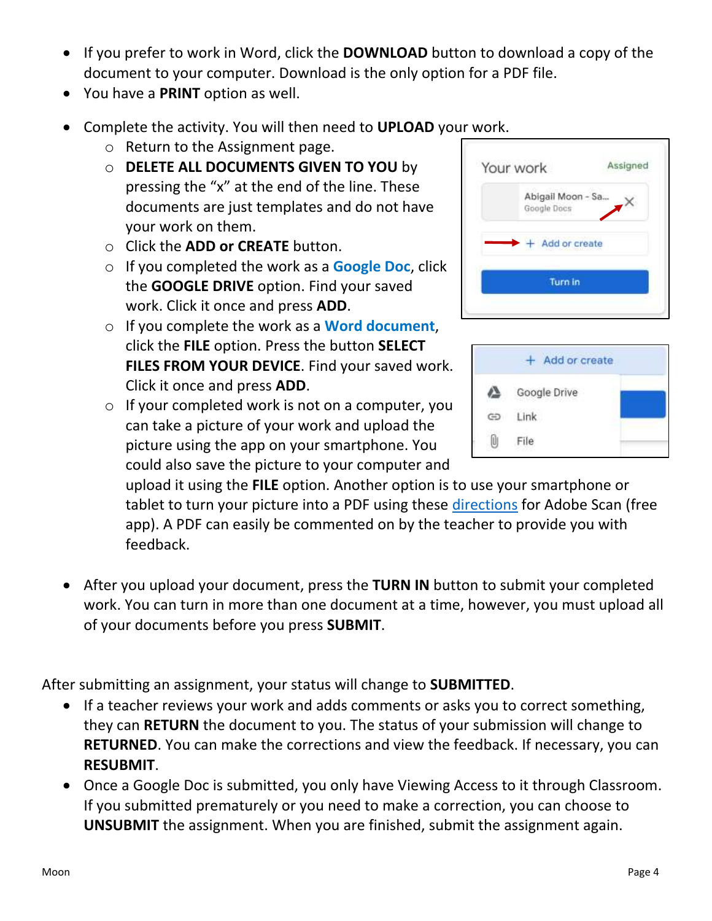- If you prefer to work in Word, click the **DOWNLOAD** button to download a copy of the document to your computer. Download is the only option for a PDF file.
- You have a **PRINT** option as well.

- Complete the activity. You will then need to **UPLOAD** your work.
  - Return to the Assignment page.
  - **DELETE ALL DOCUMENTS GIVEN TO YOU** by pressing the "x" at the end of the line. These documents are just templates and do not have your work on them.
  - Click the **ADD or CREATE** button.
  - If you completed the work as a **Google Doc**, click the **GOOGLE DRIVE** option. Find your saved work. Click it once and press **ADD**.
  - If you complete the work as a **Word document**, click the **FILE** option. Press the button **SELECT FILES FROM YOUR DEVICE**. Find your saved work. Click it once and press **ADD**.
  - If your completed work is not on a computer, you can take a picture of your work and upload the picture using the app on your smartphone. You could also save the picture to your computer and upload it using the **FILE** option. Another option is to use your smartphone or tablet to turn your picture into a PDF using these directions for Adobe Scan (free app). A PDF can easily be commented on by the teacher to provide you with feedback.

- After you upload your document, press the **TURN IN** button to submit your completed work. You can turn in more than one document at a time, however, you must upload all of your documents before you press **SUBMIT**.

After submitting an assignment, your status will change to **SUBMITTED**.

- If a teacher reviews your work and adds comments or asks you to correct something, they can **RETURN** the document to you. The status of your submission will change to **RETURNED**. You can make the corrections and view the feedback. If necessary, you can **RESUBMIT**.
- Once a Google Doc is submitted, you only have Viewing Access to it through Classroom. If you submitted prematurely or you need to make a correction, you can choose to **UNSUBMIT** the assignment. When you are finished, submit the assignment again.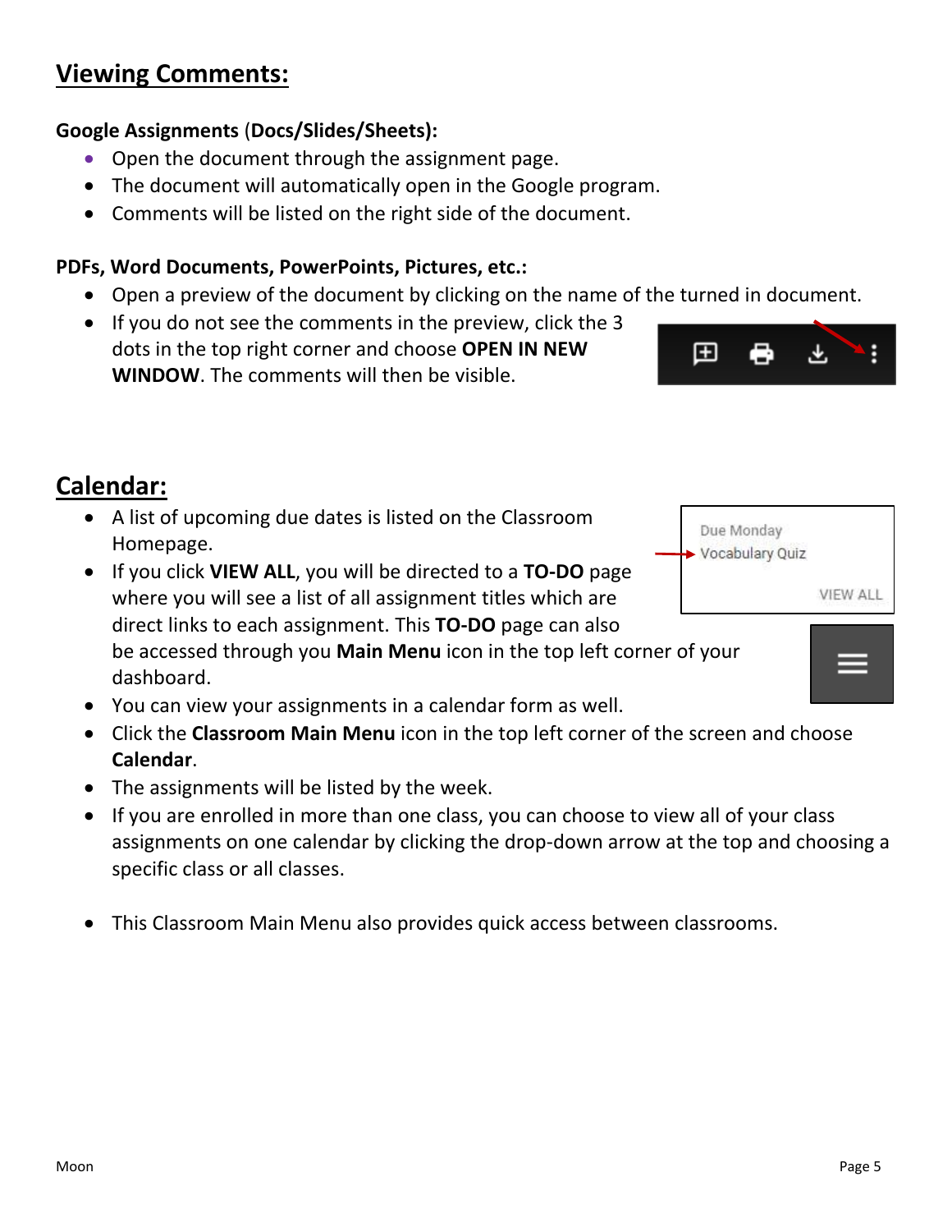## Viewing Comments:

**Google Assignments (Docs/Slides/Sheets):**

- Open the document through the assignment page.
- The document will automatically open in the Google program.
- Comments will be listed on the right side of the document.

**PDFs, Word Documents, PowerPoints, Pictures, etc.:**

- Open a preview of the document by clicking on the name of the turned in document.
- If you do not see the comments in the preview, click the 3 dots in the top right corner and choose **OPEN IN NEW WINDOW**. The comments will then be visible.

## Calendar:

- A list of upcoming due dates is listed on the Classroom Homepage.
- If you click **VIEW ALL**, you will be directed to a **TO-DO** page where you will see a list of all assignment titles which are direct links to each assignment. This **TO-DO** page can also be accessed through you **Main Menu** icon in the top left corner of your dashboard.
- You can view your assignments in a calendar form as well.
- Click the **Classroom Main Menu** icon in the top left corner of the screen and choose **Calendar**.
- The assignments will be listed by the week.
- If you are enrolled in more than one class, you can choose to view all of your class assignments on one calendar by clicking the drop-down arrow at the top and choosing a specific class or all classes.

- This Classroom Main Menu also provides quick access between classrooms.